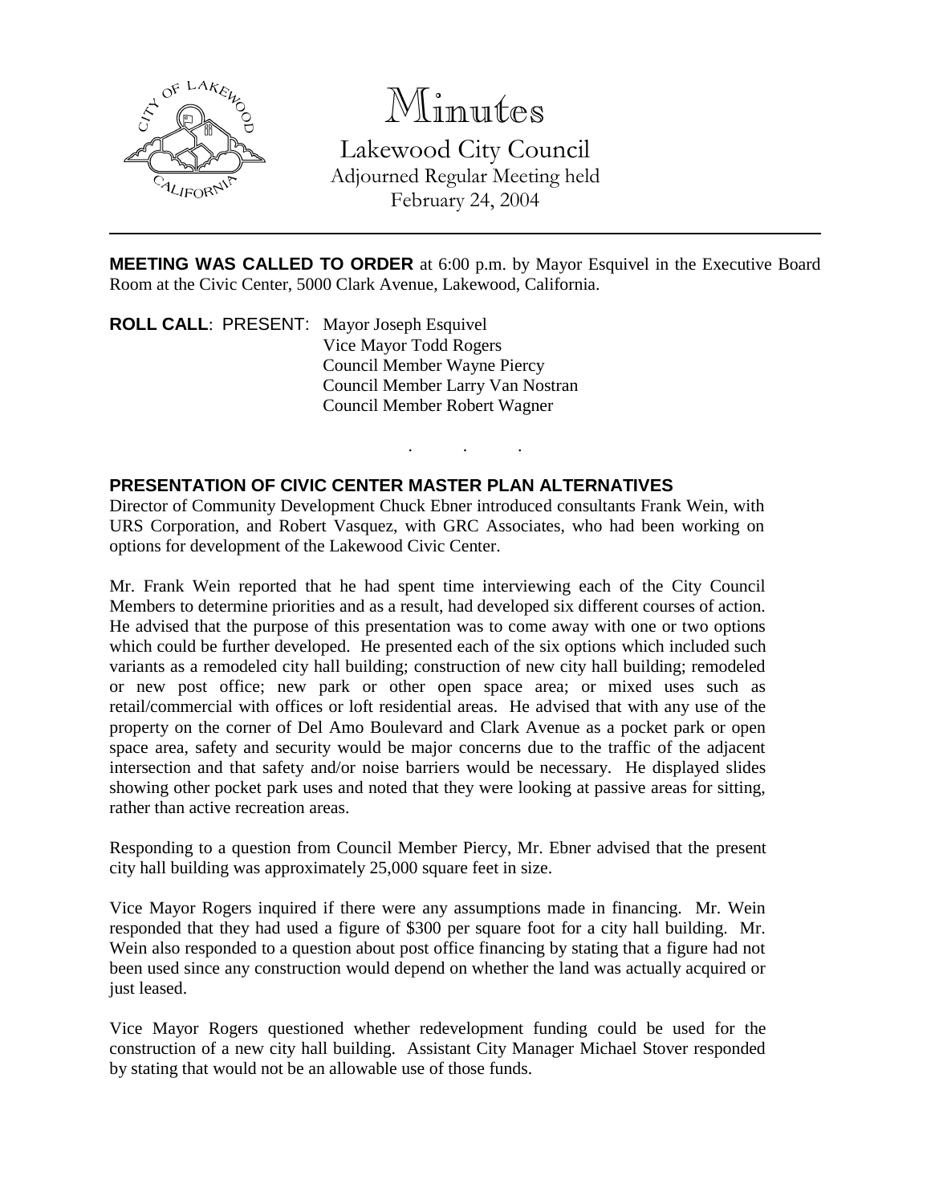# Minutes

## Lakewood City Council

Adjourned Regular Meeting held
February 24, 2004

---

**MEETING WAS CALLED TO ORDER** at 6:00 p.m. by Mayor Esquivel in the Executive Board Room at the Civic Center, 5000 Clark Avenue, Lakewood, California.

**ROLL CALL**: PRESENT: Mayor Joseph Esquivel
Vice Mayor Todd Rogers
Council Member Wayne Piercy
Council Member Larry Van Nostran
Council Member Robert Wagner

. . .

**PRESENTATION OF CIVIC CENTER MASTER PLAN ALTERNATIVES**

Director of Community Development Chuck Ebner introduced consultants Frank Wein, with URS Corporation, and Robert Vasquez, with GRC Associates, who had been working on options for development of the Lakewood Civic Center.

Mr. Frank Wein reported that he had spent time interviewing each of the City Council Members to determine priorities and as a result, had developed six different courses of action. He advised that the purpose of this presentation was to come away with one or two options which could be further developed. He presented each of the six options which included such variants as a remodeled city hall building; construction of new city hall building; remodeled or new post office; new park or other open space area; or mixed uses such as retail/commercial with offices or loft residential areas. He advised that with any use of the property on the corner of Del Amo Boulevard and Clark Avenue as a pocket park or open space area, safety and security would be major concerns due to the traffic of the adjacent intersection and that safety and/or noise barriers would be necessary. He displayed slides showing other pocket park uses and noted that they were looking at passive areas for sitting, rather than active recreation areas.

Responding to a question from Council Member Piercy, Mr. Ebner advised that the present city hall building was approximately 25,000 square feet in size.

Vice Mayor Rogers inquired if there were any assumptions made in financing. Mr. Wein responded that they had used a figure of $300 per square foot for a city hall building. Mr. Wein also responded to a question about post office financing by stating that a figure had not been used since any construction would depend on whether the land was actually acquired or just leased.

Vice Mayor Rogers questioned whether redevelopment funding could be used for the construction of a new city hall building. Assistant City Manager Michael Stover responded by stating that would not be an allowable use of those funds.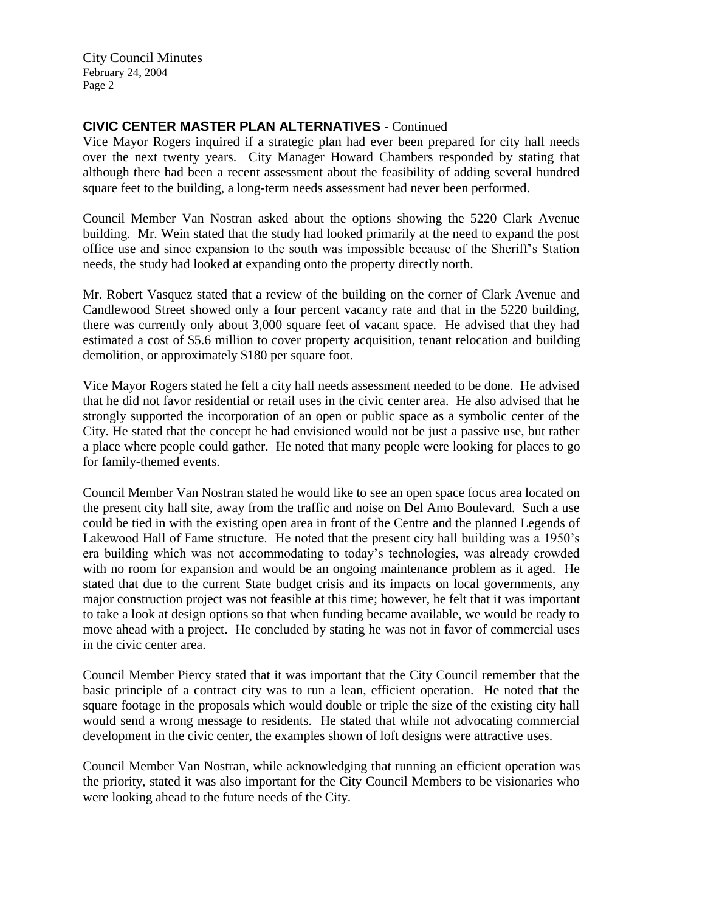## CIVIC CENTER MASTER PLAN ALTERNATIVES - Continued

Vice Mayor Rogers inquired if a strategic plan had ever been prepared for city hall needs over the next twenty years. City Manager Howard Chambers responded by stating that although there had been a recent assessment about the feasibility of adding several hundred square feet to the building, a long-term needs assessment had never been performed.

Council Member Van Nostran asked about the options showing the 5220 Clark Avenue building. Mr. Wein stated that the study had looked primarily at the need to expand the post office use and since expansion to the south was impossible because of the Sheriff's Station needs, the study had looked at expanding onto the property directly north.

Mr. Robert Vasquez stated that a review of the building on the corner of Clark Avenue and Candlewood Street showed only a four percent vacancy rate and that in the 5220 building, there was currently only about 3,000 square feet of vacant space. He advised that they had estimated a cost of $5.6 million to cover property acquisition, tenant relocation and building demolition, or approximately $180 per square foot.

Vice Mayor Rogers stated he felt a city hall needs assessment needed to be done. He advised that he did not favor residential or retail uses in the civic center area. He also advised that he strongly supported the incorporation of an open or public space as a symbolic center of the City. He stated that the concept he had envisioned would not be just a passive use, but rather a place where people could gather. He noted that many people were looking for places to go for family-themed events.

Council Member Van Nostran stated he would like to see an open space focus area located on the present city hall site, away from the traffic and noise on Del Amo Boulevard. Such a use could be tied in with the existing open area in front of the Centre and the planned Legends of Lakewood Hall of Fame structure. He noted that the present city hall building was a 1950's era building which was not accommodating to today's technologies, was already crowded with no room for expansion and would be an ongoing maintenance problem as it aged. He stated that due to the current State budget crisis and its impacts on local governments, any major construction project was not feasible at this time; however, he felt that it was important to take a look at design options so that when funding became available, we would be ready to move ahead with a project. He concluded by stating he was not in favor of commercial uses in the civic center area.

Council Member Piercy stated that it was important that the City Council remember that the basic principle of a contract city was to run a lean, efficient operation. He noted that the square footage in the proposals which would double or triple the size of the existing city hall would send a wrong message to residents. He stated that while not advocating commercial development in the civic center, the examples shown of loft designs were attractive uses.

Council Member Van Nostran, while acknowledging that running an efficient operation was the priority, stated it was also important for the City Council Members to be visionaries who were looking ahead to the future needs of the City.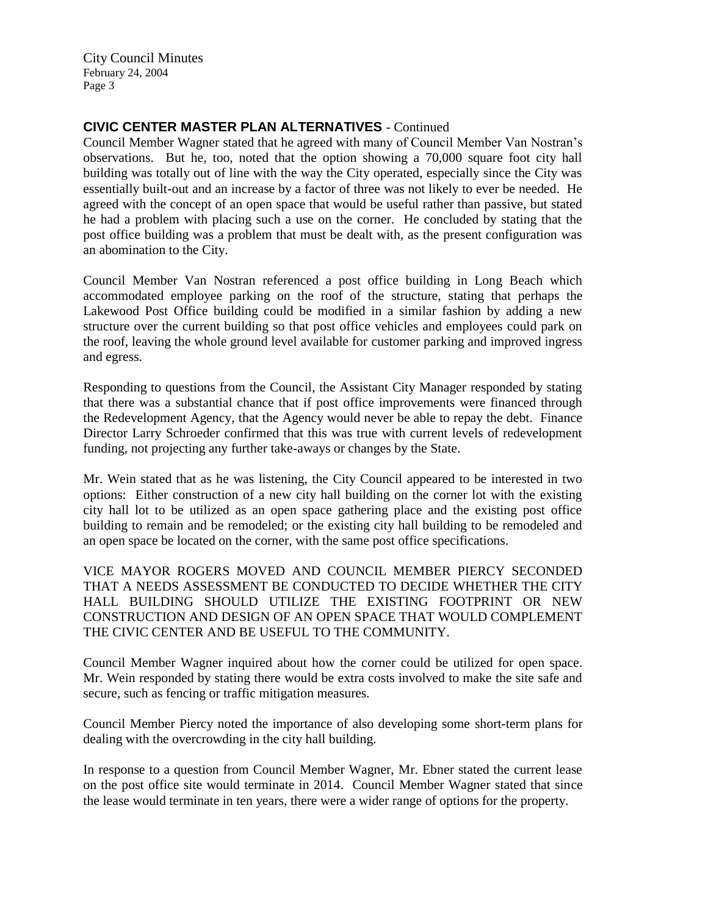## CIVIC CENTER MASTER PLAN ALTERNATIVES - Continued

Council Member Wagner stated that he agreed with many of Council Member Van Nostran's observations. But he, too, noted that the option showing a 70,000 square foot city hall building was totally out of line with the way the City operated, especially since the City was essentially built-out and an increase by a factor of three was not likely to ever be needed. He agreed with the concept of an open space that would be useful rather than passive, but stated he had a problem with placing such a use on the corner. He concluded by stating that the post office building was a problem that must be dealt with, as the present configuration was an abomination to the City.

Council Member Van Nostran referenced a post office building in Long Beach which accommodated employee parking on the roof of the structure, stating that perhaps the Lakewood Post Office building could be modified in a similar fashion by adding a new structure over the current building so that post office vehicles and employees could park on the roof, leaving the whole ground level available for customer parking and improved ingress and egress.

Responding to questions from the Council, the Assistant City Manager responded by stating that there was a substantial chance that if post office improvements were financed through the Redevelopment Agency, that the Agency would never be able to repay the debt. Finance Director Larry Schroeder confirmed that this was true with current levels of redevelopment funding, not projecting any further take-aways or changes by the State.

Mr. Wein stated that as he was listening, the City Council appeared to be interested in two options: Either construction of a new city hall building on the corner lot with the existing city hall lot to be utilized as an open space gathering place and the existing post office building to remain and be remodeled; or the existing city hall building to be remodeled and an open space be located on the corner, with the same post office specifications.

VICE MAYOR ROGERS MOVED AND COUNCIL MEMBER PIERCY SECONDED THAT A NEEDS ASSESSMENT BE CONDUCTED TO DECIDE WHETHER THE CITY HALL BUILDING SHOULD UTILIZE THE EXISTING FOOTPRINT OR NEW CONSTRUCTION AND DESIGN OF AN OPEN SPACE THAT WOULD COMPLEMENT THE CIVIC CENTER AND BE USEFUL TO THE COMMUNITY.

Council Member Wagner inquired about how the corner could be utilized for open space. Mr. Wein responded by stating there would be extra costs involved to make the site safe and secure, such as fencing or traffic mitigation measures.

Council Member Piercy noted the importance of also developing some short-term plans for dealing with the overcrowding in the city hall building.

In response to a question from Council Member Wagner, Mr. Ebner stated the current lease on the post office site would terminate in 2014. Council Member Wagner stated that since the lease would terminate in ten years, there were a wider range of options for the property.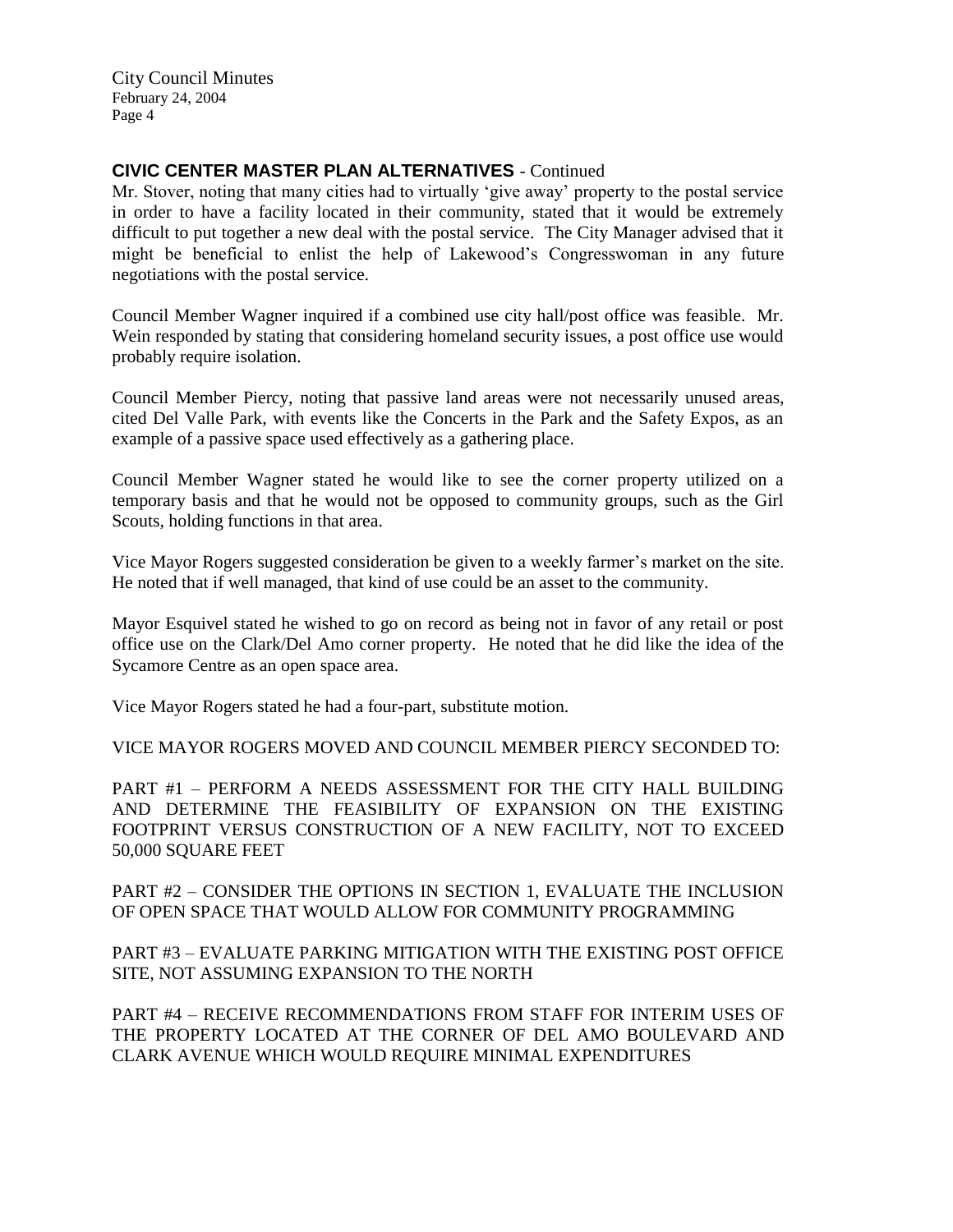## CIVIC CENTER MASTER PLAN ALTERNATIVES - Continued

Mr. Stover, noting that many cities had to virtually 'give away' property to the postal service in order to have a facility located in their community, stated that it would be extremely difficult to put together a new deal with the postal service. The City Manager advised that it might be beneficial to enlist the help of Lakewood's Congresswoman in any future negotiations with the postal service.

Council Member Wagner inquired if a combined use city hall/post office was feasible. Mr. Wein responded by stating that considering homeland security issues, a post office use would probably require isolation.

Council Member Piercy, noting that passive land areas were not necessarily unused areas, cited Del Valle Park, with events like the Concerts in the Park and the Safety Expos, as an example of a passive space used effectively as a gathering place.

Council Member Wagner stated he would like to see the corner property utilized on a temporary basis and that he would not be opposed to community groups, such as the Girl Scouts, holding functions in that area.

Vice Mayor Rogers suggested consideration be given to a weekly farmer's market on the site. He noted that if well managed, that kind of use could be an asset to the community.

Mayor Esquivel stated he wished to go on record as being not in favor of any retail or post office use on the Clark/Del Amo corner property. He noted that he did like the idea of the Sycamore Centre as an open space area.

Vice Mayor Rogers stated he had a four-part, substitute motion.

VICE MAYOR ROGERS MOVED AND COUNCIL MEMBER PIERCY SECONDED TO:

PART #1 – PERFORM A NEEDS ASSESSMENT FOR THE CITY HALL BUILDING AND DETERMINE THE FEASIBILITY OF EXPANSION ON THE EXISTING FOOTPRINT VERSUS CONSTRUCTION OF A NEW FACILITY, NOT TO EXCEED 50,000 SQUARE FEET

PART #2 – CONSIDER THE OPTIONS IN SECTION 1, EVALUATE THE INCLUSION OF OPEN SPACE THAT WOULD ALLOW FOR COMMUNITY PROGRAMMING

PART #3 – EVALUATE PARKING MITIGATION WITH THE EXISTING POST OFFICE SITE, NOT ASSUMING EXPANSION TO THE NORTH

PART #4 – RECEIVE RECOMMENDATIONS FROM STAFF FOR INTERIM USES OF THE PROPERTY LOCATED AT THE CORNER OF DEL AMO BOULEVARD AND CLARK AVENUE WHICH WOULD REQUIRE MINIMAL EXPENDITURES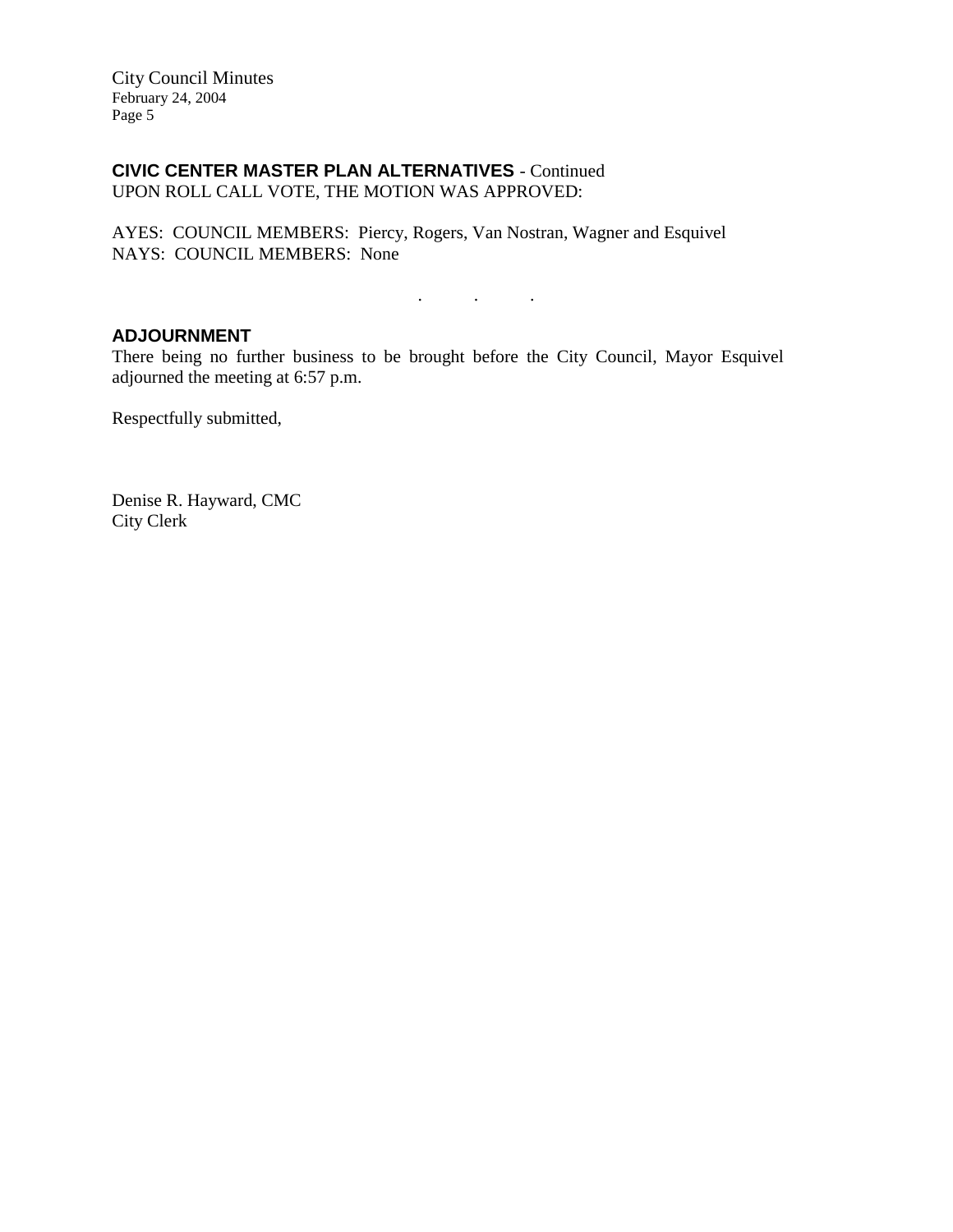**CIVIC CENTER MASTER PLAN ALTERNATIVES** - Continued
UPON ROLL CALL VOTE, THE MOTION WAS APPROVED:

AYES: COUNCIL MEMBERS: Piercy, Rogers, Van Nostran, Wagner and Esquivel
NAYS: COUNCIL MEMBERS: None

. . .

## ADJOURNMENT

There being no further business to be brought before the City Council, Mayor Esquivel adjourned the meeting at 6:57 p.m.

Respectfully submitted,

Denise R. Hayward, CMC
City Clerk